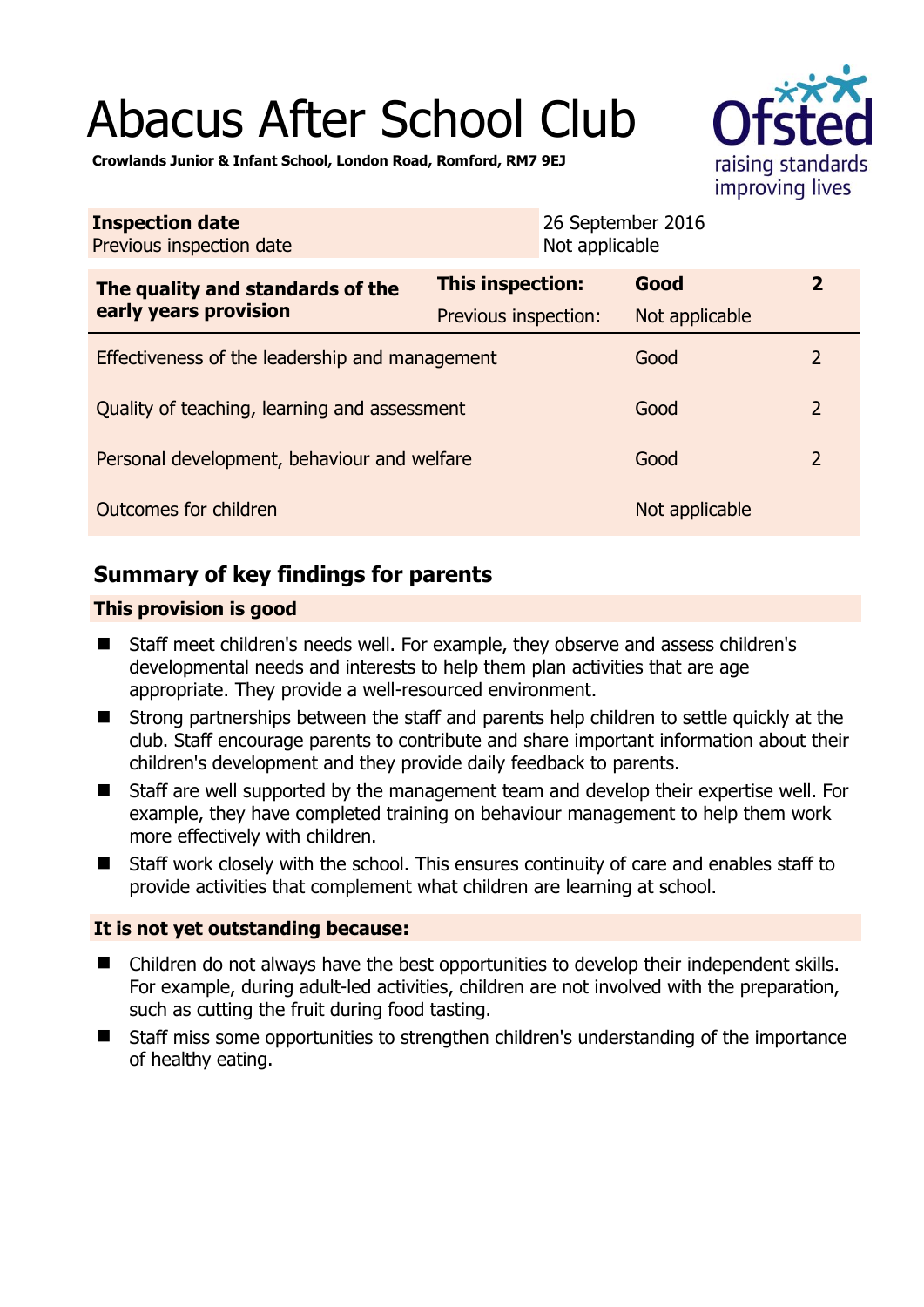# Abacus After School Club

**Crowlands Junior & Infant School, London Road, Romford, RM7 9EJ**

| **Inspection date** | 26 September 2016 |
|---|---|
| Previous inspection date | Not applicable |

| **The quality and standards of the early years provision** | **This inspection:** | **Good** | **2** |
|---|---|---|---|
| | Previous inspection: | Not applicable | |
| Effectiveness of the leadership and management | | Good | 2 |
| Quality of teaching, learning and assessment | | Good | 2 |
| Personal development, behaviour and welfare | | Good | 2 |
| Outcomes for children | | Not applicable | |

## Summary of key findings for parents

### This provision is good

- Staff meet children's needs well. For example, they observe and assess children's developmental needs and interests to help them plan activities that are age appropriate. They provide a well-resourced environment.
- Strong partnerships between the staff and parents help children to settle quickly at the club. Staff encourage parents to contribute and share important information about their children's development and they provide daily feedback to parents.
- Staff are well supported by the management team and develop their expertise well. For example, they have completed training on behaviour management to help them work more effectively with children.
- Staff work closely with the school. This ensures continuity of care and enables staff to provide activities that complement what children are learning at school.

### It is not yet outstanding because:

- Children do not always have the best opportunities to develop their independent skills. For example, during adult-led activities, children are not involved with the preparation, such as cutting the fruit during food tasting.
- Staff miss some opportunities to strengthen children's understanding of the importance of healthy eating.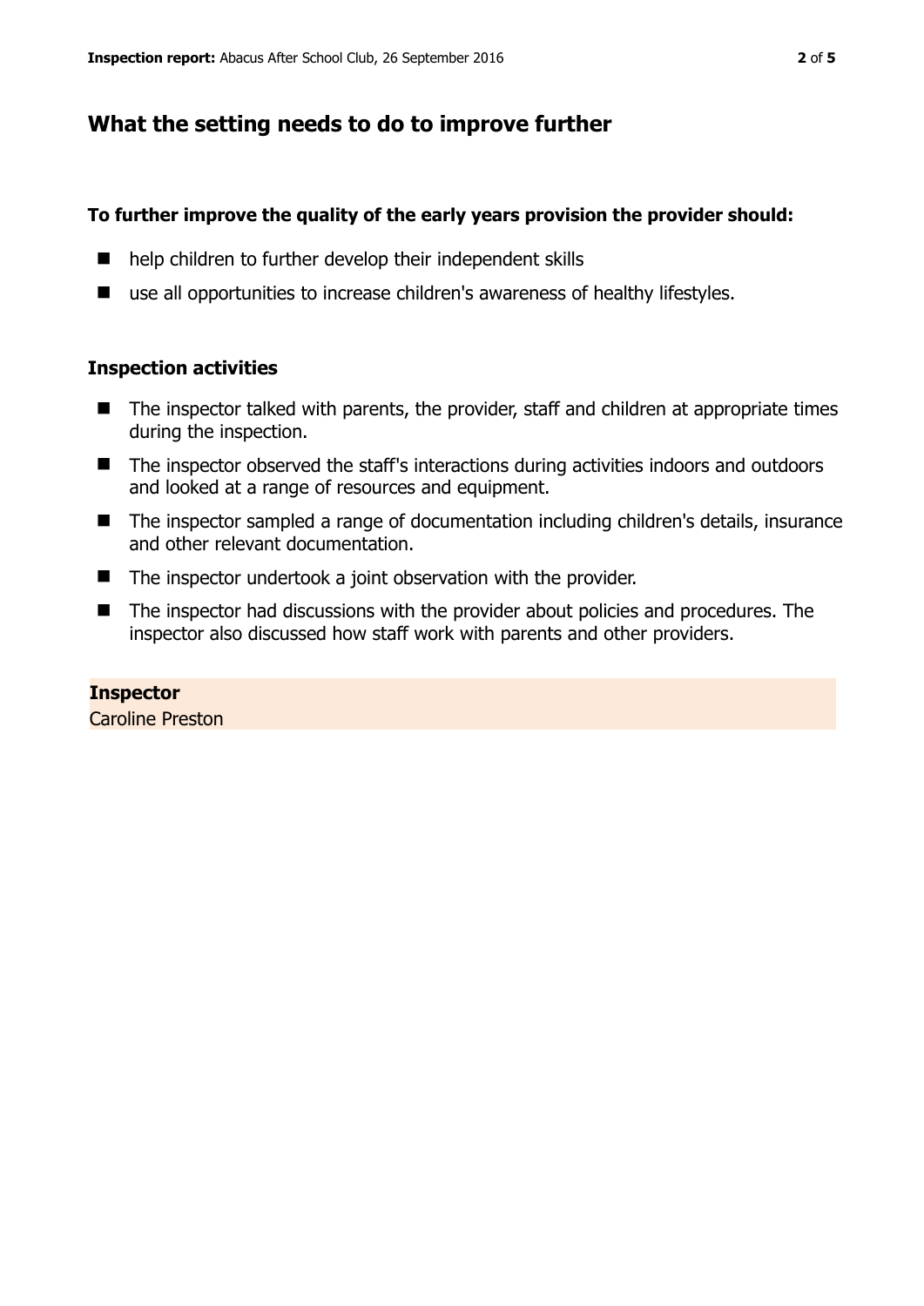## What the setting needs to do to improve further

**To further improve the quality of the early years provision the provider should:**

- help children to further develop their independent skills
- use all opportunities to increase children's awareness of healthy lifestyles.

### Inspection activities

- The inspector talked with parents, the provider, staff and children at appropriate times during the inspection.
- The inspector observed the staff's interactions during activities indoors and outdoors and looked at a range of resources and equipment.
- The inspector sampled a range of documentation including children's details, insurance and other relevant documentation.
- The inspector undertook a joint observation with the provider.
- The inspector had discussions with the provider about policies and procedures. The inspector also discussed how staff work with parents and other providers.

**Inspector**
Caroline Preston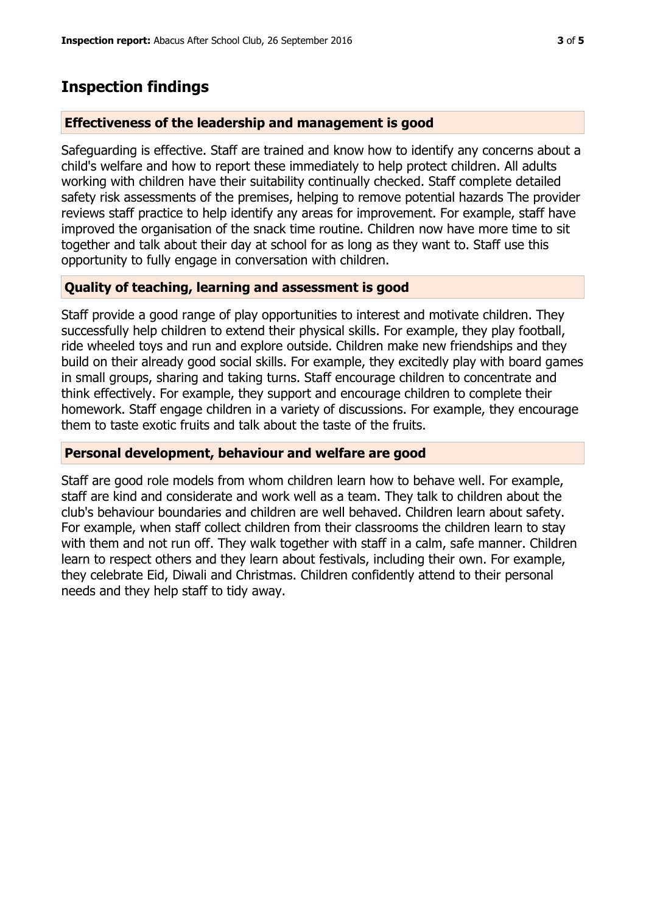## Inspection findings

### Effectiveness of the leadership and management is good

Safeguarding is effective. Staff are trained and know how to identify any concerns about a child's welfare and how to report these immediately to help protect children. All adults working with children have their suitability continually checked. Staff complete detailed safety risk assessments of the premises, helping to remove potential hazards The provider reviews staff practice to help identify any areas for improvement. For example, staff have improved the organisation of the snack time routine. Children now have more time to sit together and talk about their day at school for as long as they want to. Staff use this opportunity to fully engage in conversation with children.

### Quality of teaching, learning and assessment is good

Staff provide a good range of play opportunities to interest and motivate children. They successfully help children to extend their physical skills. For example, they play football, ride wheeled toys and run and explore outside. Children make new friendships and they build on their already good social skills. For example, they excitedly play with board games in small groups, sharing and taking turns. Staff encourage children to concentrate and think effectively. For example, they support and encourage children to complete their homework. Staff engage children in a variety of discussions. For example, they encourage them to taste exotic fruits and talk about the taste of the fruits.

### Personal development, behaviour and welfare are good

Staff are good role models from whom children learn how to behave well. For example, staff are kind and considerate and work well as a team. They talk to children about the club's behaviour boundaries and children are well behaved. Children learn about safety. For example, when staff collect children from their classrooms the children learn to stay with them and not run off. They walk together with staff in a calm, safe manner. Children learn to respect others and they learn about festivals, including their own. For example, they celebrate Eid, Diwali and Christmas. Children confidently attend to their personal needs and they help staff to tidy away.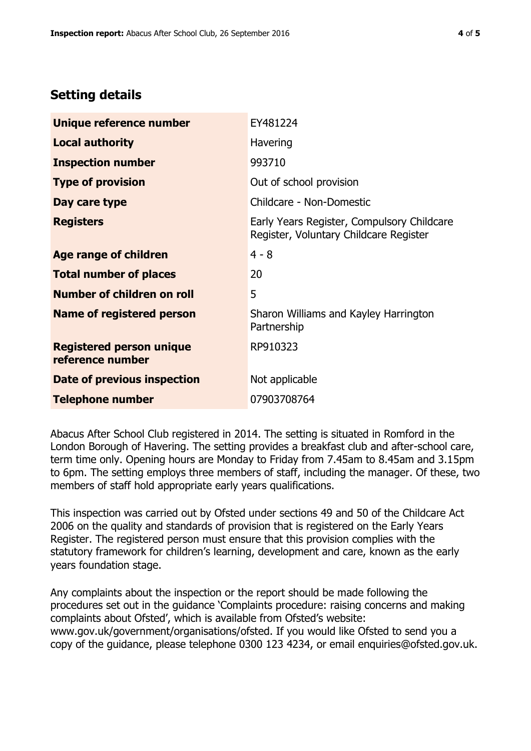## Setting details

| | |
|---|---|
| **Unique reference number** | EY481224 |
| **Local authority** | Havering |
| **Inspection number** | 993710 |
| **Type of provision** | Out of school provision |
| **Day care type** | Childcare - Non-Domestic |
| **Registers** | Early Years Register, Compulsory Childcare Register, Voluntary Childcare Register |
| **Age range of children** | 4 - 8 |
| **Total number of places** | 20 |
| **Number of children on roll** | 5 |
| **Name of registered person** | Sharon Williams and Kayley Harrington Partnership |
| **Registered person unique reference number** | RP910323 |
| **Date of previous inspection** | Not applicable |
| **Telephone number** | 07903708764 |

Abacus After School Club registered in 2014. The setting is situated in Romford in the London Borough of Havering. The setting provides a breakfast club and after-school care, term time only. Opening hours are Monday to Friday from 7.45am to 8.45am and 3.15pm to 6pm. The setting employs three members of staff, including the manager. Of these, two members of staff hold appropriate early years qualifications.

This inspection was carried out by Ofsted under sections 49 and 50 of the Childcare Act 2006 on the quality and standards of provision that is registered on the Early Years Register. The registered person must ensure that this provision complies with the statutory framework for children's learning, development and care, known as the early years foundation stage.

Any complaints about the inspection or the report should be made following the procedures set out in the guidance 'Complaints procedure: raising concerns and making complaints about Ofsted', which is available from Ofsted's website: www.gov.uk/government/organisations/ofsted. If you would like Ofsted to send you a copy of the guidance, please telephone 0300 123 4234, or email enquiries@ofsted.gov.uk.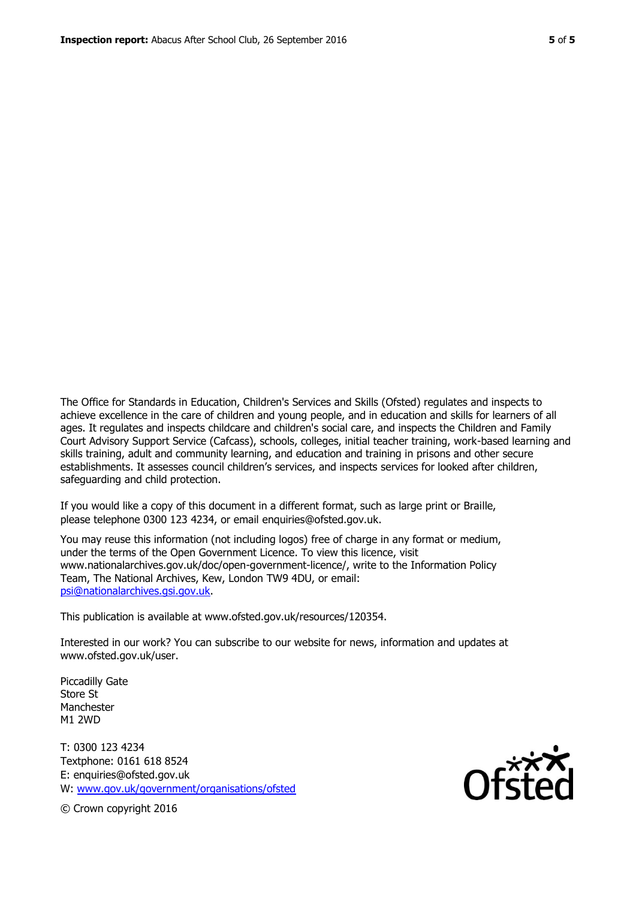The Office for Standards in Education, Children's Services and Skills (Ofsted) regulates and inspects to achieve excellence in the care of children and young people, and in education and skills for learners of all ages. It regulates and inspects childcare and children's social care, and inspects the Children and Family Court Advisory Support Service (Cafcass), schools, colleges, initial teacher training, work-based learning and skills training, adult and community learning, and education and training in prisons and other secure establishments. It assesses council children's services, and inspects services for looked after children, safeguarding and child protection.

If you would like a copy of this document in a different format, such as large print or Braille, please telephone 0300 123 4234, or email enquiries@ofsted.gov.uk.

You may reuse this information (not including logos) free of charge in any format or medium, under the terms of the Open Government Licence. To view this licence, visit www.nationalarchives.gov.uk/doc/open-government-licence/, write to the Information Policy Team, The National Archives, Kew, London TW9 4DU, or email: psi@nationalarchives.gsi.gov.uk.

This publication is available at www.ofsted.gov.uk/resources/120354.

Interested in our work? You can subscribe to our website for news, information and updates at www.ofsted.gov.uk/user.

Piccadilly Gate
Store St
Manchester
M1 2WD

T: 0300 123 4234
Textphone: 0161 618 8524
E: enquiries@ofsted.gov.uk
W: www.gov.uk/government/organisations/ofsted

© Crown copyright 2016